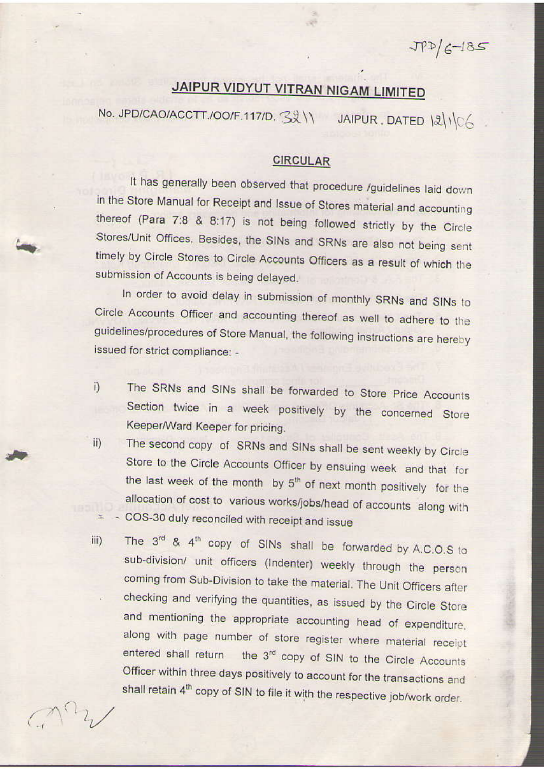JPD/6-185

# JAIPUR VIDYUT VITRAN NIGAM LIMITED

No. JPD/CAO/ACCTT./OO/F.117/D. 3211 JAIPUR , DATED 12/1/06

## CIRCULAR

It has generally been observed that procedure /guidelines laid down in the Store Manual for Receipt and Issue of Stores material and accounting thereof (Para 7:8 & 8:17) is not being followed strictly by the Circle Stores/Unit Offices. Besides, the SINs and SRNs are also not being sent timely by Circle Stores to Circle Accounts Officers as a result of which the submission of Accounts is being delayed.

In order to avoid delay in submission of monthly SRNs and SINs to Circle Accounts Officer and accounting thereof as well to adhere to the guidelines/procedures of Store Manual, the following instructions are hereby issued for strict compliance: -

i) The SRNs and SINs shall be forwarded to Store Price Accounts Section twice in a week positively by the concerned Store Keeper/Ward Keeper for pricing.

ii) The second copy of SRNs and SINs shall be sent weekly by Circle Store to the Circle Accounts Officer by ensuing week and that for the last week of the month by 5th of next month positively for the allocation of cost to various works/jobs/head of accounts along with COS-30 duly reconciled with receipt and issue

iii) The 3rd & 4th copy of SINs shall be forwarded by A.C.O.S to sub-division/ unit officers (Indenter) weekly through the person coming from Sub-Division to take the material. The Unit Officers after checking and verifying the quantities, as issued by the Circle Store and mentioning the appropriate accounting head of expenditure, along with page number of store register where material receipt entered shall return the 3rd copy of SIN to the Circle Accounts Officer within three days positively to account for the transactions and shall retain 4th copy of SIN to file it with the respective job/work order.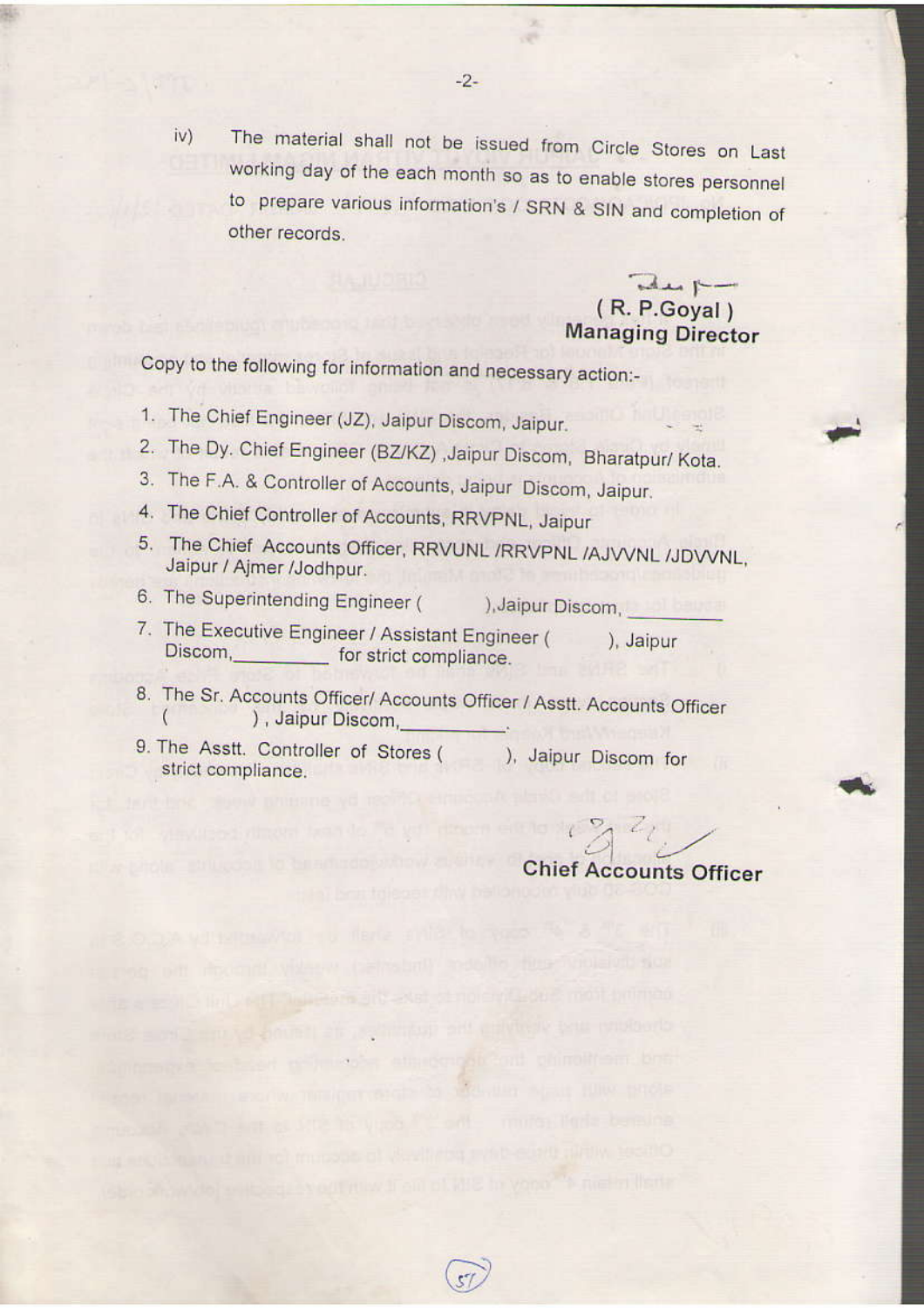iv) The material shall not be issued from Circle Stores on Last working day of the each month so as to enable stores personnel to prepare various information's / SRN & SIN and completion of other records.

( R. P.Goyal )
**Managing Director**

Copy to the following for information and necessary action:-

1. The Chief Engineer (JZ), Jaipur Discom, Jaipur.
2. The Dy. Chief Engineer (BZ/KZ) ,Jaipur Discom, Bharatpur/ Kota.
3. The F.A. & Controller of Accounts, Jaipur Discom, Jaipur.
4. The Chief Controller of Accounts, RRVPNL, Jaipur
5. The Chief Accounts Officer, RRVUNL /RRVPNL /AJVVNL /JDVVNL, Jaipur / Ajmer /Jodhpur.
6. The Superintending Engineer ( ),Jaipur Discom, \_\_\_\_\_\_\_\_\_
7. The Executive Engineer / Assistant Engineer ( ), Jaipur Discom,\_\_\_\_\_\_\_\_\_ for strict compliance.
8. The Sr. Accounts Officer/ Accounts Officer / Asstt. Accounts Officer ( ) , Jaipur Discom,\_\_\_\_\_\_\_\_\_.
9. The Asstt. Controller of Stores ( ), Jaipur Discom for strict compliance.

**Chief Accounts Officer**